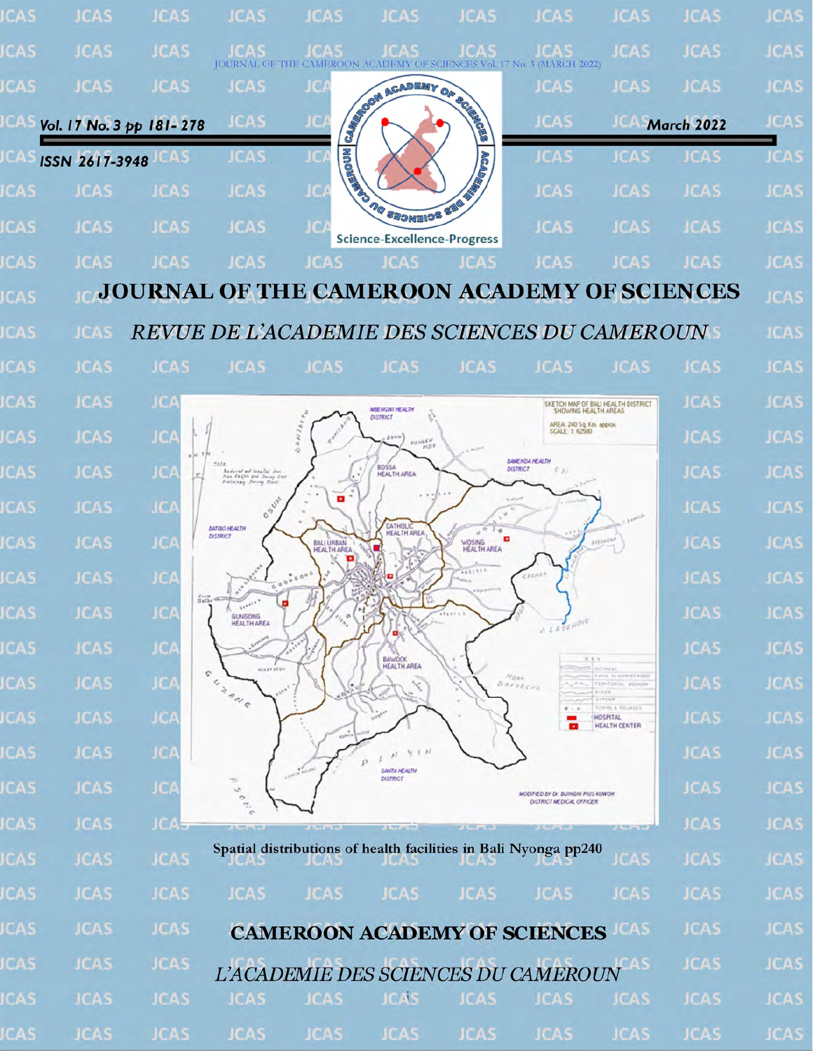JOURNAL OF THE CAMEROON ACADEMY OF SCIENCES Vol. 17 No. 3 (MARCH 2022)

*Vol. 17 No. 3 pp 181- 278*

*March 2022*

*ISSN 2617-3948*

Science-Excellence-Progress

# JOURNAL OF THE CAMEROON ACADEMY OF SCIENCES

## *REVUE DE L'ACADEMIE DES SCIENCES DU CAMEROUN*

Spatial distributions of health facilities in Bali Nyonga pp240

## CAMEROON ACADEMY OF SCIENCES

## *L'ACADEMIE DES SCIENCES DU CAMEROUN*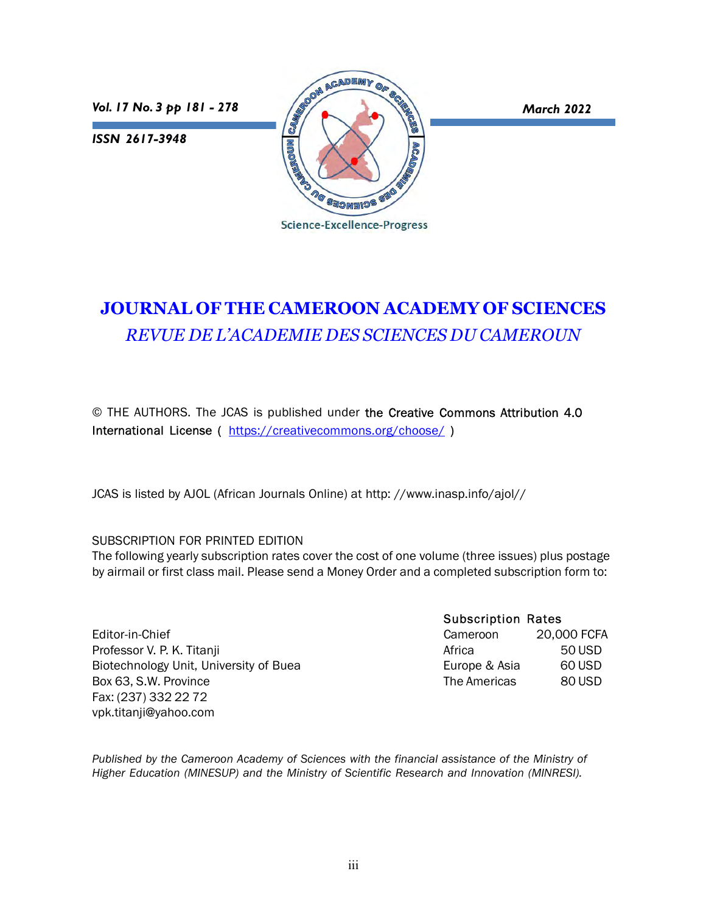*Vol. 17 No. 3 pp 181 - 278*

*ISSN 2617-3948*

*March 2022*

Science-Excellence-Progress

# JOURNAL OF THE CAMEROON ACADEMY OF SCIENCES

## *REVUE DE L'ACADEMIE DES SCIENCES DU CAMEROUN*

© THE AUTHORS. The JCAS is published under the Creative Commons Attribution 4.0 International License ( https://creativecommons.org/choose/ )

JCAS is listed by AJOL (African Journals Online) at http: //www.inasp.info/ajol//

SUBSCRIPTION FOR PRINTED EDITION

The following yearly subscription rates cover the cost of one volume (three issues) plus postage by airmail or first class mail. Please send a Money Order and a completed subscription form to:

Editor-in-Chief
Professor V. P. K. Titanji
Biotechnology Unit, University of Buea
Box 63, S.W. Province
Fax: (237) 332 22 72
vpk.titanji@yahoo.com

| Subscription Rates | |
|---|---|
| Cameroon | 20,000 FCFA |
| Africa | 50 USD |
| Europe & Asia | 60 USD |
| The Americas | 80 USD |

*Published by the Cameroon Academy of Sciences with the financial assistance of the Ministry of Higher Education (MINESUP) and the Ministry of Scientific Research and Innovation (MINRESI).*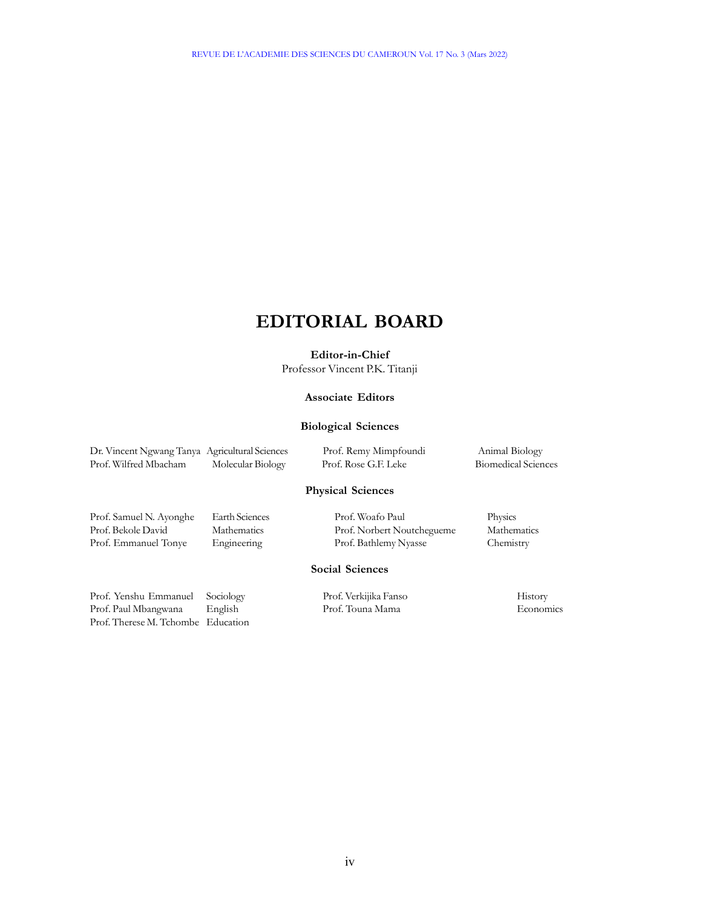# EDITORIAL BOARD

**Editor-in-Chief**

Professor Vincent P.K. Titanji

### Associate Editors

### Biological Sciences

| | | | |
|---|---|---|---|
| Dr. Vincent Ngwang Tanya | Agricultural Sciences | Prof. Remy Mimpfoundi | Animal Biology |
| Prof. Wilfred Mbacham | Molecular Biology | Prof. Rose G.F. Leke | Biomedical Sciences |

### Physical Sciences

| | | | |
|---|---|---|---|
| Prof. Samuel N. Ayonghe | Earth Sciences | Prof. Woafo Paul | Physics |
| Prof. Bekole David | Mathematics | Prof. Norbert Noutchegueme | Mathematics |
| Prof. Emmanuel Tonye | Engineering | Prof. Bathlemy Nyasse | Chemistry |

### Social Sciences

| | | | |
|---|---|---|---|
| Prof. Yenshu Emmanuel | Sociology | Prof. Verkijika Fanso | History |
| Prof. Paul Mbangwana | English | Prof. Touna Mama | Economics |
| Prof. Therese M. Tchombe | Education | | |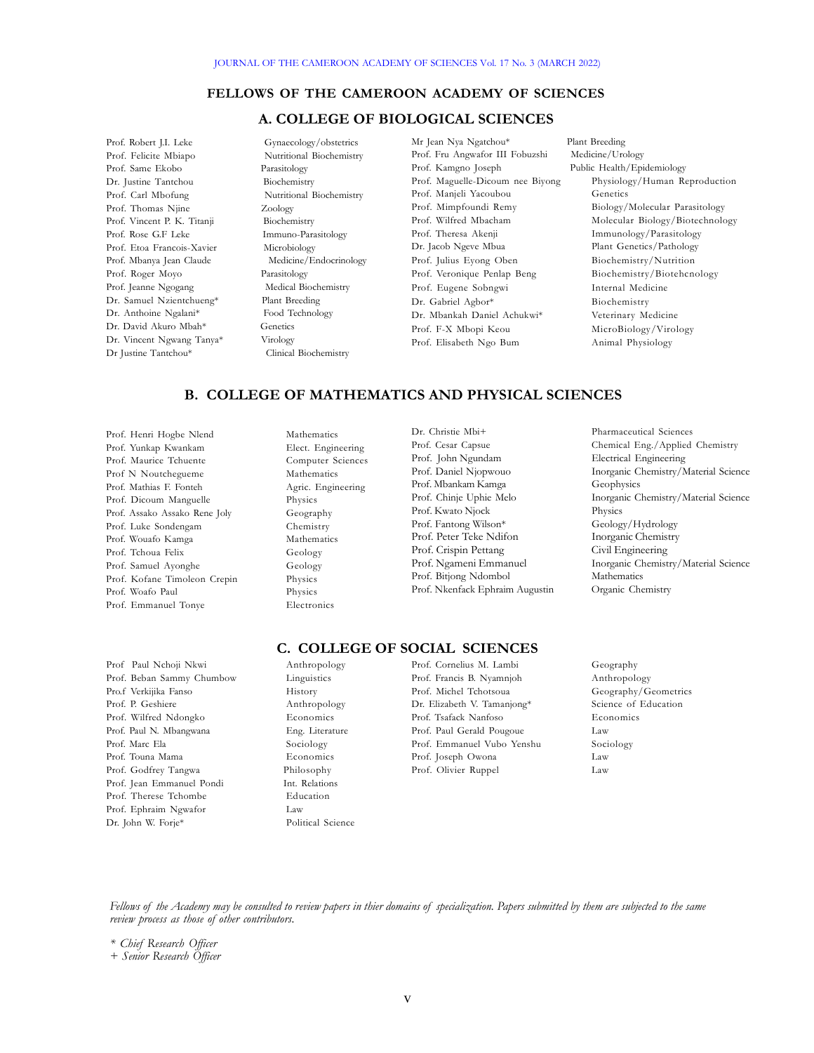# FELLOWS OF THE CAMEROON ACADEMY OF SCIENCES

## A. COLLEGE OF BIOLOGICAL SCIENCES

| Name | Specialization |
|---|---|
| Prof. Robert J.I. Leke | Gynaecology/obstetrics |
| Prof. Felicite Mbiapo | Nutritional Biochemistry |
| Prof. Same Ekobo | Parasitology |
| Dr. Justine Tantchou | Biochemistry |
| Prof. Carl Mbofung | Nutritional Biochemistry |
| Prof. Thomas Njine | Zoology |
| Prof. Vincent P. K. Titanji | Biochemistry |
| Prof. Rose G.F Leke | Immuno-Parasitology |
| Prof. Etoa Francois-Xavier | Microbiology |
| Prof. Mbanya Jean Claude | Medicine/Endocrinology |
| Prof. Roger Moyo | Parasitology |
| Prof. Jeanne Ngogang | Medical Biochemistry |
| Dr. Samuel Nzientchueng* | Plant Breeding |
| Dr. Anthoine Ngalani* | Food Technology |
| Dr. David Akuro Mbah* | Genetics |
| Dr. Vincent Ngwang Tanya* | Virology |
| Dr Justine Tantchou* | Clinical Biochemistry |
| Mr Jean Nya Ngatchou* | Plant Breeding |
| Prof. Fru Angwafor III Fobuzshi | Medicine/Urology |
| Prof. Kamgno Joseph | Public Health/Epidemiology |
| Prof. Maguelle-Dicoum nee Biyong | Physiology/Human Reproduction |
| Prof. Manjeli Yacoubou | Genetics |
| Prof. Mimpfoundi Remy | Biology/Molecular Parasitology |
| Prof. Wilfred Mbacham | Molecular Biology/Biotechnology |
| Prof. Theresa Akenji | Immunology/Parasitology |
| Dr. Jacob Ngeve Mbua | Plant Genetics/Pathology |
| Prof. Julius Eyong Oben | Biochemistry/Nutrition |
| Prof. Veronique Penlap Beng | Biochemistry/Biotehcnology |
| Prof. Eugene Sobngwi | Internal Medicine |
| Dr. Gabriel Agbor* | Biochemistry |
| Dr. Mbankah Daniel Achukwi* | Veterinary Medicine |
| Prof. F-X Mbopi Keou | MicroBiology/Virology |
| Prof. Elisabeth Ngo Bum | Animal Physiology |

## B. COLLEGE OF MATHEMATICS AND PHYSICAL SCIENCES

| Name | Specialization |
|---|---|
| Prof. Henri Hogbe Nlend | Mathematics |
| Prof. Yunkap Kwankam | Elect. Engineering |
| Prof. Maurice Tchuente | Computer Sciences |
| Prof N Noutchegueme | Mathematics |
| Prof. Mathias F. Fonteh | Agric. Engineering |
| Prof. Dicoum Manguelle | Physics |
| Prof. Assako Assako Rene Joly | Geography |
| Prof. Luke Sondengam | Chemistry |
| Prof. Wouafo Kamga | Mathematics |
| Prof. Tchoua Felix | Geology |
| Prof. Samuel Ayonghe | Geology |
| Prof. Kofane Timoleon Crepin | Physics |
| Prof. Woafo Paul | Physics |
| Prof. Emmanuel Tonye | Electronics |
| Dr. Christie Mbi+ | Pharmaceutical Sciences |
| Prof. Cesar Capsue | Chemical Eng./Applied Chemistry |
| Prof. John Ngundam | Electrical Engineering |
| Prof. Daniel Njopwouo | Inorganic Chemistry/Material Science |
| Prof. Mbankam Kamga | Geophysics |
| Prof. Chinje Uphie Melo | Inorganic Chemistry/Material Science |
| Prof. Kwato Njock | Physics |
| Prof. Fantong Wilson* | Geology/Hydrology |
| Prof. Peter Teke Ndifon | Inorganic Chemistry |
| Prof. Crispin Pettang | Civil Engineering |
| Prof. Ngameni Emmanuel | Inorganic Chemistry/Material Science |
| Prof. Bitjong Ndombol | Mathematics |
| Prof. Nkenfack Ephraim Augustin | Organic Chemistry |

## C. COLLEGE OF SOCIAL SCIENCES

| Name | Specialization |
|---|---|
| Prof Paul Nchoji Nkwi | Anthropology |
| Prof. Beban Sammy Chumbow | Linguistics |
| Prof.f Verkijika Fanso | History |
| Prof. P. Geshiere | Anthropology |
| Prof. Wilfred Ndongko | Economics |
| Prof. Paul N. Mbangwana | Eng. Literature |
| Prof. Marc Ela | Sociology |
| Prof. Touna Mama | Economics |
| Prof. Godfrey Tangwa | Philosophy |
| Prof. Jean Emmanuel Pondi | Int. Relations |
| Prof. Therese Tchombe | Education |
| Prof. Ephraim Ngwafor | Law |
| Dr. John W. Forje* | Political Science |
| Prof. Cornelius M. Lambi | Geography |
| Prof. Francis B. Nyamnjoh | Anthropology |
| Prof. Michel Tchotsoua | Geography/Geometrics |
| Dr. Elizabeth V. Tamanjong* | Science of Education |
| Prof. Tsafack Nanfoso | Economics |
| Prof. Paul Gerald Pougoue | Law |
| Prof. Emmanuel Vubo Yenshu | Sociology |
| Prof. Joseph Owona | Law |
| Prof. Olivier Ruppel | Law |

*Fellows of the Academy may be consulted to review papers in thier domains of specialization. Papers submitted by them are subjected to the same review process as those of other contributors.*

*\* Chief Research Officer*

*+ Senior Research Officer*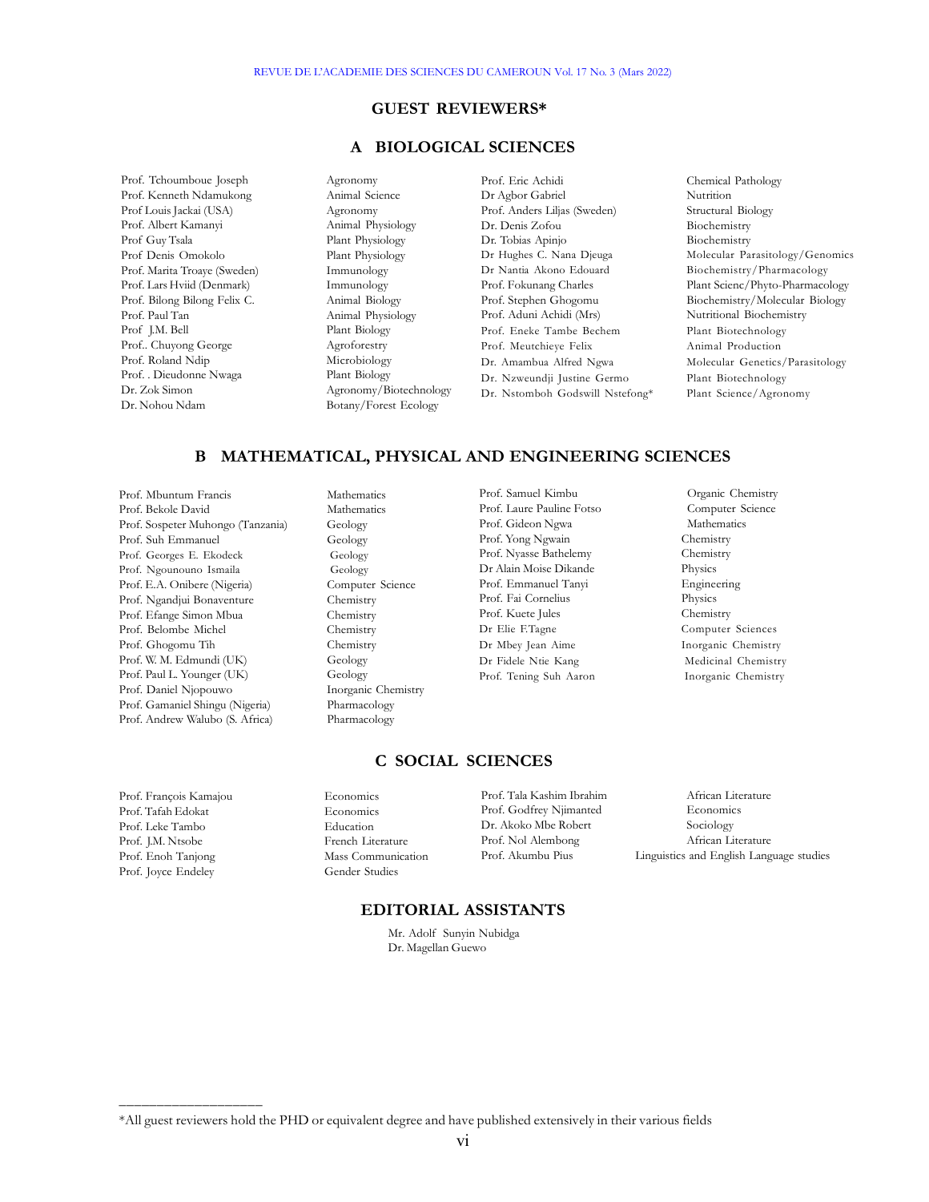# GUEST REVIEWERS*

## A BIOLOGICAL SCIENCES

| Name | Field | Name | Field |
|---|---|---|---|
| Prof. Tchoumboue Joseph | Agronomy | Prof. Eric Achidi | Chemical Pathology |
| Prof. Kenneth Ndamukong | Animal Science | Dr Agbor Gabriel | Nutrition |
| Prof Louis Jackai (USA) | Agronomy | Prof. Anders Liljas (Sweden) | Structural Biology |
| Prof. Albert Kamanyi | Animal Physiology | Dr. Denis Zofou | Biochemistry |
| Prof Guy Tsala | Plant Physiology | Dr. Tobias Apinjo | Biochemistry |
| Prof Denis Omokolo | Plant Physiology | Dr Hughes C. Nana Djeuga | Molecular Parasitology/Genomics |
| Prof. Marita Troaye (Sweden) | Immunology | Dr Nantia Akono Edouard | Biochemistry/Pharmacology |
| Prof. Lars Hviid (Denmark) | Immunology | Prof. Fokunang Charles | Plant Scienc/Phyto-Pharmacology |
| Prof. Bilong Bilong Felix C. | Animal Biology | Prof. Stephen Ghogomu | Biochemistry/Molecular Biology |
| Prof. Paul Tan | Animal Physiology | Prof. Aduni Achidi (Mrs) | Nutritional Biochemistry |
| Prof J.M. Bell | Plant Biology | Prof. Eneke Tambe Bechem | Plant Biotechnology |
| Prof.. Chuyong George | Agroforestry | Prof. Meutchieye Felix | Animal Production |
| Prof. Roland Ndip | Microbiology | Dr. Amambua Alfred Ngwa | Molecular Genetics/Parasitology |
| Prof. . Dieudonne Nwaga | Plant Biology | Dr. Nzweundji Justine Germo | Plant Biotechnology |
| Dr. Zok Simon | Agronomy/Biotechnology | Dr. Nstomboh Godswill Nstefong* | Plant Science/Agronomy |
| Dr. Nohou Ndam | Botany/Forest Ecology | | |

## B MATHEMATICAL, PHYSICAL AND ENGINEERING SCIENCES

| Name | Field | Name | Field |
|---|---|---|---|
| Prof. Mbuntum Francis | Mathematics | Prof. Samuel Kimbu | Organic Chemistry |
| Prof. Bekole David | Mathematics | Prof. Laure Pauline Fotso | Computer Science |
| Prof. Sospeter Muhongo (Tanzania) | Geology | Prof. Gideon Ngwa | Mathematics |
| Prof. Suh Emmanuel | Geology | Prof. Yong Ngwain | Chemistry |
| Prof. Georges E. Ekodeck | Geology | Prof. Nyasse Bathelemy | Chemistry |
| Prof. Ngounouno Ismaila | Geology | Dr Alain Moise Dikande | Physics |
| Prof. E.A. Onibere (Nigeria) | Computer Science | Prof. Emmanuel Tanyi | Engineering |
| Prof. Ngandjui Bonaventure | Chemistry | Prof. Fai Cornelius | Physics |
| Prof. Efange Simon Mbua | Chemistry | Prof. Kuete Jules | Chemistry |
| Prof. Belombe Michel | Chemistry | Dr Elie F.Tagne | Computer Sciences |
| Prof. Ghogomu Tih | Chemistry | Dr Mbey Jean Aime | Inorganic Chemistry |
| Prof. W. M. Edmundi (UK) | Geology | Dr Fidele Ntie Kang | Medicinal Chemistry |
| Prof. Paul L. Younger (UK) | Geology | Prof. Tening Suh Aaron | Inorganic Chemistry |
| Prof. Daniel Njopouwo | Inorganic Chemistry | | |
| Prof. Gamaniel Shingu (Nigeria) | Pharmacology | | |
| Prof. Andrew Walubo (S. Africa) | Pharmacology | | |

## C SOCIAL SCIENCES

| Name | Field | Name | Field |
|---|---|---|---|
| Prof. François Kamajou | Economics | Prof. Tala Kashim Ibrahim | African Literature |
| Prof. Tafah Edokat | Economics | Prof. Godfrey Njimanted | Economics |
| Prof. Leke Tambo | Education | Dr. Akoko Mbe Robert | Sociology |
| Prof. J.M. Ntsobe | French Literature | Prof. Nol Alembong | African Literature |
| Prof. Enoh Tanjong | Mass Communication | Prof. Akumbu Pius | Linguistics and English Language studies |
| Prof. Joyce Endeley | Gender Studies | | |

## EDITORIAL ASSISTANTS

Mr. Adolf Sunyin Nubidga
Dr. Magellan Guewo

---

*All guest reviewers hold the PHD or equivalent degree and have published extensively in their various fields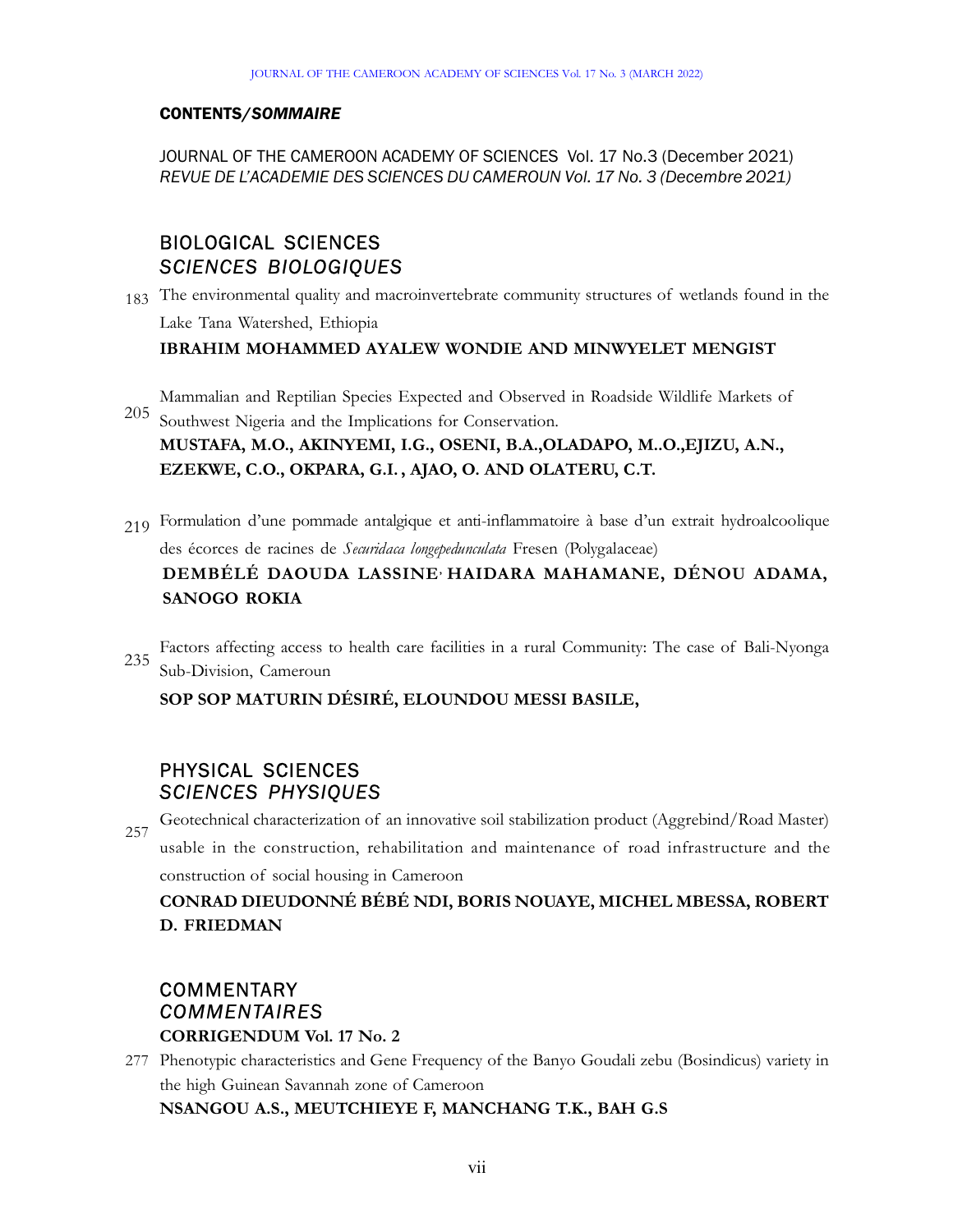## CONTENTS/*SOMMAIRE*

JOURNAL OF THE CAMEROON ACADEMY OF SCIENCES Vol. 17 No.3 (December 2021)
*REVUE DE L'ACADEMIE DES SCIENCES DU CAMEROUN Vol. 17 No. 3 (Decembre 2021)*

### BIOLOGICAL SCIENCES
### *SCIENCES BIOLOGIQUES*

183 The environmental quality and macroinvertebrate community structures of wetlands found in the Lake Tana Watershed, Ethiopia

**IBRAHIM MOHAMMED AYALEW WONDIE AND MINWYELET MENGIST**

205 Mammalian and Reptilian Species Expected and Observed in Roadside Wildlife Markets of Southwest Nigeria and the Implications for Conservation.

**MUSTAFA, M.O., AKINYEMI, I.G., OSENI, B.A.,OLADAPO, M..O.,EJIZU, A.N., EZEKWE, C.O., OKPARA, G.I. , AJAO, O. AND OLATERU, C.T.**

219 Formulation d'une pommade antalgique et anti-inflammatoire à base d'un extrait hydroalcoolique des écorces de racines de *Securidaca longepedunculata* Fresen (Polygalaceae)

**DEMBÉLÉ DAOUDA LASSINE, HAIDARA MAHAMANE, DÉNOU ADAMA, SANOGO ROKIA**

235 Factors affecting access to health care facilities in a rural Community: The case of Bali-Nyonga Sub-Division, Cameroun

**SOP SOP MATURIN DÉSIRÉ, ELOUNDOU MESSI BASILE,**

### PHYSICAL SCIENCES
### *SCIENCES PHYSIQUES*

257 Geotechnical characterization of an innovative soil stabilization product (Aggrebind/Road Master) usable in the construction, rehabilitation and maintenance of road infrastructure and the construction of social housing in Cameroon

**CONRAD DIEUDONNÉ BÉBÉ NDI, BORIS NOUAYE, MICHEL MBESSA, ROBERT D. FRIEDMAN**

### COMMENTARY
### *COMMENTAIRES*

**CORRIGENDUM Vol. 17 No. 2**

277 Phenotypic characteristics and Gene Frequency of the Banyo Goudali zebu (Bosindicus) variety in the high Guinean Savannah zone of Cameroon

**NSANGOU A.S., MEUTCHIEYE F, MANCHANG T.K., BAH G.S**